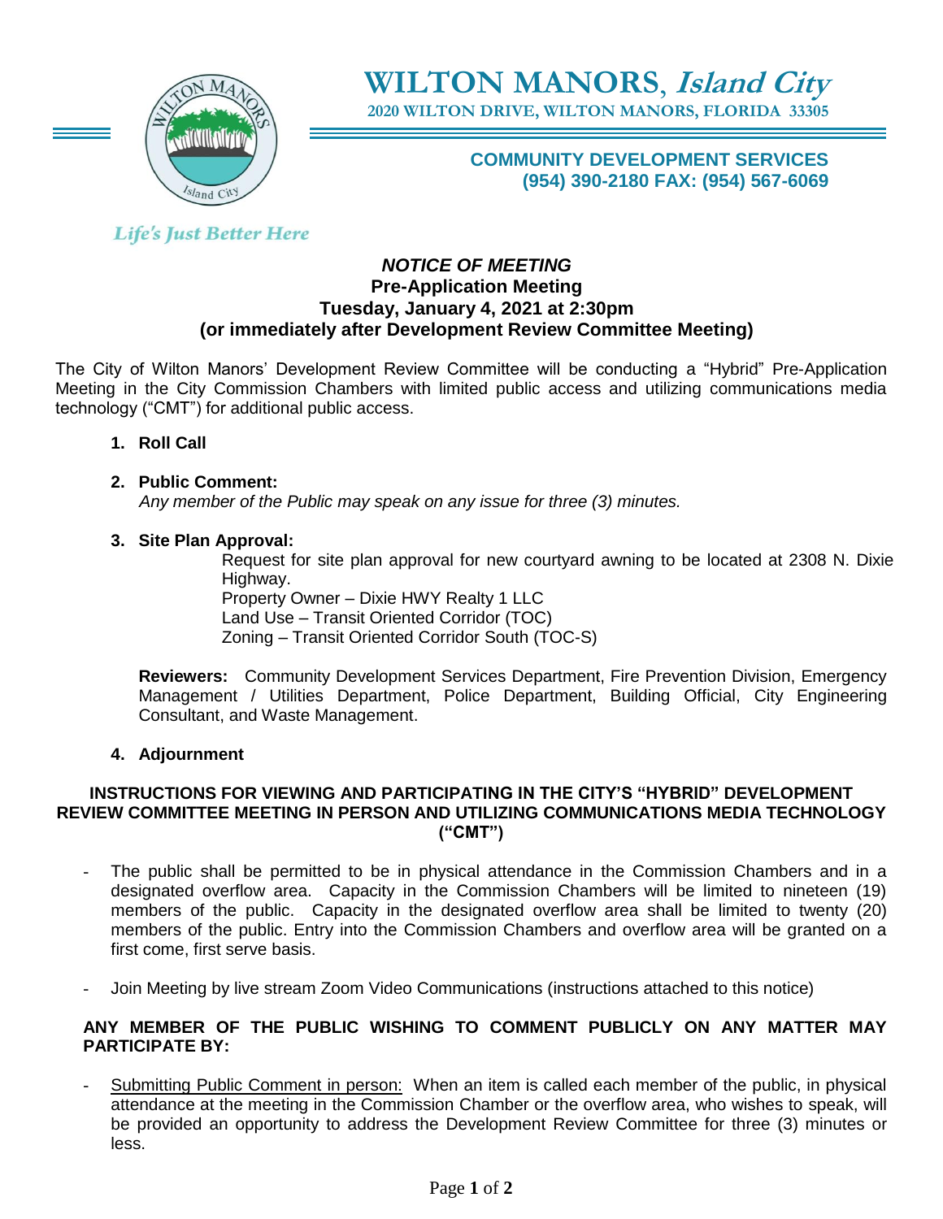# WILTON MANORS, *Island City*

**2020 WILTON DRIVE, WILTON MANORS, FLORIDA 33305**

**COMMUNITY DEVELOPMENT SERVICES**
**(954) 390-2180 FAX: (954) 567-6069**

*Life's Just Better Here*

## *NOTICE OF MEETING*
### Pre-Application Meeting
### Tuesday, January 4, 2021 at 2:30pm
### (or immediately after Development Review Committee Meeting)

The City of Wilton Manors' Development Review Committee will be conducting a "Hybrid" Pre-Application Meeting in the City Commission Chambers with limited public access and utilizing communications media technology ("CMT") for additional public access.

1. **Roll Call**

2. **Public Comment:**
   *Any member of the Public may speak on any issue for three (3) minutes.*

3. **Site Plan Approval:**
   Request for site plan approval for new courtyard awning to be located at 2308 N. Dixie Highway.
   Property Owner – Dixie HWY Realty 1 LLC
   Land Use – Transit Oriented Corridor (TOC)
   Zoning – Transit Oriented Corridor South (TOC-S)

   **Reviewers:** Community Development Services Department, Fire Prevention Division, Emergency Management / Utilities Department, Police Department, Building Official, City Engineering Consultant, and Waste Management.

4. **Adjournment**

**INSTRUCTIONS FOR VIEWING AND PARTICIPATING IN THE CITY'S "HYBRID" DEVELOPMENT REVIEW COMMITTEE MEETING IN PERSON AND UTILIZING COMMUNICATIONS MEDIA TECHNOLOGY ("CMT")**

- The public shall be permitted to be in physical attendance in the Commission Chambers and in a designated overflow area. Capacity in the Commission Chambers will be limited to nineteen (19) members of the public. Capacity in the designated overflow area shall be limited to twenty (20) members of the public. Entry into the Commission Chambers and overflow area will be granted on a first come, first serve basis.

- Join Meeting by live stream Zoom Video Communications (instructions attached to this notice)

**ANY MEMBER OF THE PUBLIC WISHING TO COMMENT PUBLICLY ON ANY MATTER MAY PARTICIPATE BY:**

- Submitting Public Comment in person: When an item is called each member of the public, in physical attendance at the meeting in the Commission Chamber or the overflow area, who wishes to speak, will be provided an opportunity to address the Development Review Committee for three (3) minutes or less.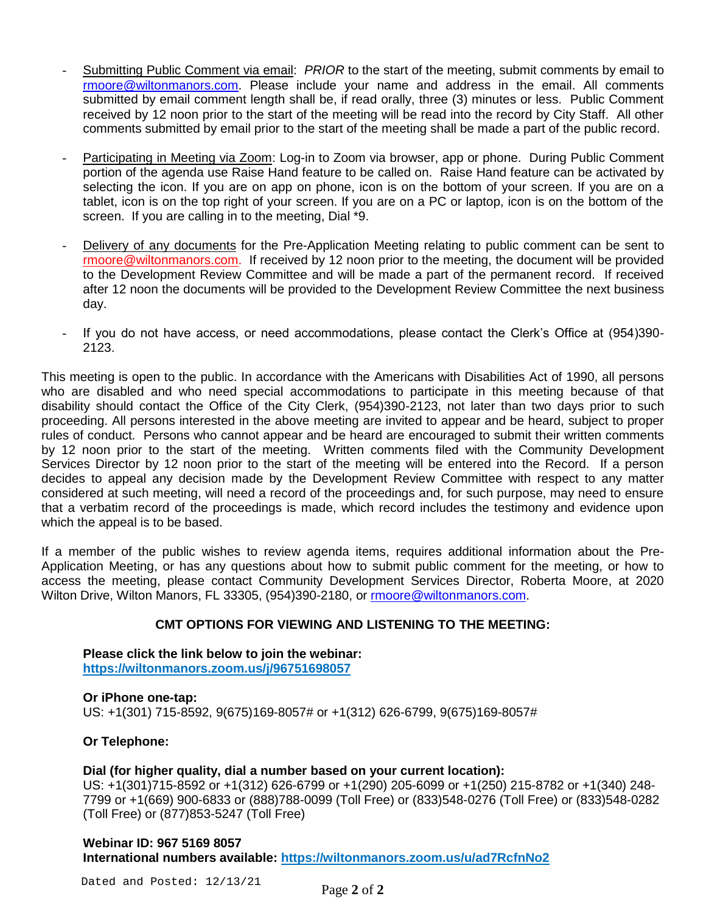- Submitting Public Comment via email: *PRIOR* to the start of the meeting, submit comments by email to rmoore@wiltonmanors.com. Please include your name and address in the email. All comments submitted by email comment length shall be, if read orally, three (3) minutes or less. Public Comment received by 12 noon prior to the start of the meeting will be read into the record by City Staff. All other comments submitted by email prior to the start of the meeting shall be made a part of the public record.

- Participating in Meeting via Zoom: Log-in to Zoom via browser, app or phone. During Public Comment portion of the agenda use Raise Hand feature to be called on. Raise Hand feature can be activated by selecting the icon. If you are on app on phone, icon is on the bottom of your screen. If you are on a tablet, icon is on the top right of your screen. If you are on a PC or laptop, icon is on the bottom of the screen. If you are calling in to the meeting, Dial *9.

- Delivery of any documents for the Pre-Application Meeting relating to public comment can be sent to rmoore@wiltonmanors.com. If received by 12 noon prior to the meeting, the document will be provided to the Development Review Committee and will be made a part of the permanent record. If received after 12 noon the documents will be provided to the Development Review Committee the next business day.

- If you do not have access, or need accommodations, please contact the Clerk's Office at (954)390-2123.

This meeting is open to the public. In accordance with the Americans with Disabilities Act of 1990, all persons who are disabled and who need special accommodations to participate in this meeting because of that disability should contact the Office of the City Clerk, (954)390-2123, not later than two days prior to such proceeding. All persons interested in the above meeting are invited to appear and be heard, subject to proper rules of conduct. Persons who cannot appear and be heard are encouraged to submit their written comments by 12 noon prior to the start of the meeting. Written comments filed with the Community Development Services Director by 12 noon prior to the start of the meeting will be entered into the Record. If a person decides to appeal any decision made by the Development Review Committee with respect to any matter considered at such meeting, will need a record of the proceedings and, for such purpose, may need to ensure that a verbatim record of the proceedings is made, which record includes the testimony and evidence upon which the appeal is to be based.

If a member of the public wishes to review agenda items, requires additional information about the Pre-Application Meeting, or has any questions about how to submit public comment for the meeting, or how to access the meeting, please contact Community Development Services Director, Roberta Moore, at 2020 Wilton Drive, Wilton Manors, FL 33305, (954)390-2180, or rmoore@wiltonmanors.com.

**CMT OPTIONS FOR VIEWING AND LISTENING TO THE MEETING:**

**Please click the link below to join the webinar:**
**https://wiltonmanors.zoom.us/j/96751698057**

**Or iPhone one-tap:**
US: +1(301) 715-8592, 9(675)169-8057# or +1(312) 626-6799, 9(675)169-8057#

**Or Telephone:**

**Dial (for higher quality, dial a number based on your current location):**
US: +1(301)715-8592 or +1(312) 626-6799 or +1(290) 205-6099 or +1(250) 215-8782 or +1(340) 248-7799 or +1(669) 900-6833 or (888)788-0099 (Toll Free) or (833)548-0276 (Toll Free) or (833)548-0282 (Toll Free) or (877)853-5247 (Toll Free)

**Webinar ID: 967 5169 8057**
**International numbers available: https://wiltonmanors.zoom.us/u/ad7RcfnNo2**

Dated and Posted: 12/13/21